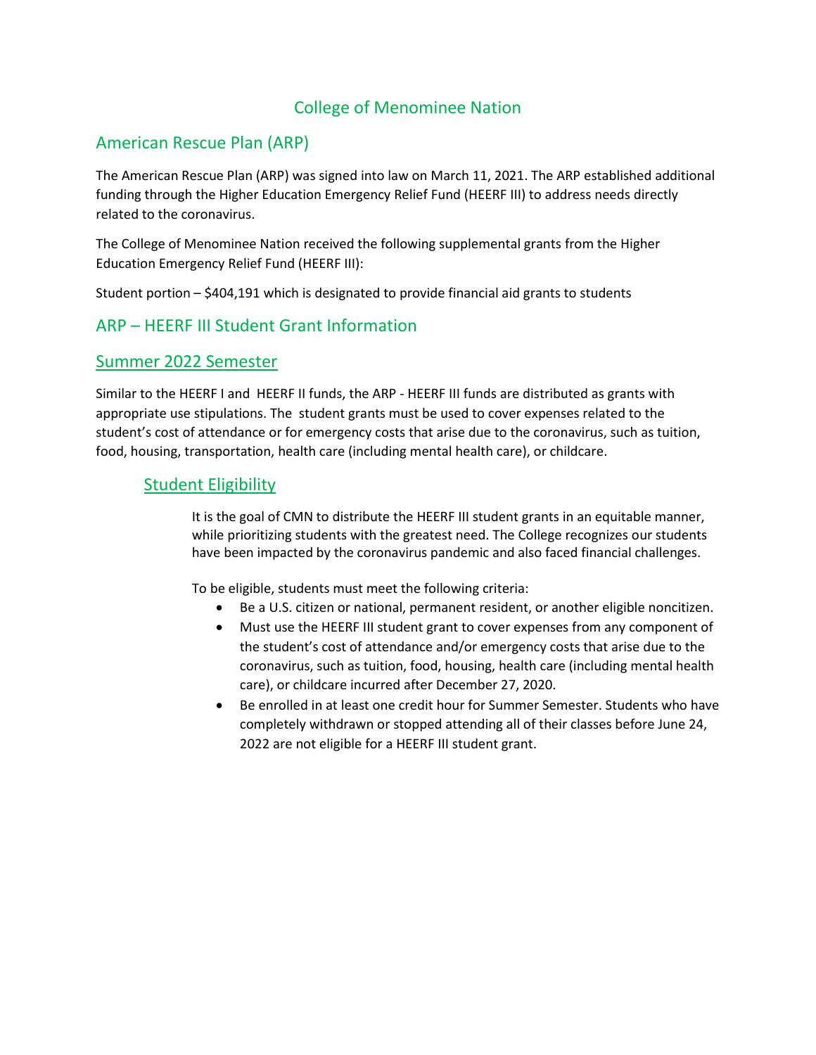# College of Menominee Nation

## American Rescue Plan (ARP)

The American Rescue Plan (ARP) was signed into law on March 11, 2021. The ARP established additional funding through the Higher Education Emergency Relief Fund (HEERF III) to address needs directly related to the coronavirus.

The College of Menominee Nation received the following supplemental grants from the Higher Education Emergency Relief Fund (HEERF III):

Student portion – $404,191 which is designated to provide financial aid grants to students

## ARP – HEERF III Student Grant Information

## Summer 2022 Semester

Similar to the HEERF I and HEERF II funds, the ARP - HEERF III funds are distributed as grants with appropriate use stipulations. The student grants must be used to cover expenses related to the student's cost of attendance or for emergency costs that arise due to the coronavirus, such as tuition, food, housing, transportation, health care (including mental health care), or childcare.

### Student Eligibility

It is the goal of CMN to distribute the HEERF III student grants in an equitable manner, while prioritizing students with the greatest need. The College recognizes our students have been impacted by the coronavirus pandemic and also faced financial challenges.

To be eligible, students must meet the following criteria:

- Be a U.S. citizen or national, permanent resident, or another eligible noncitizen.
- Must use the HEERF III student grant to cover expenses from any component of the student's cost of attendance and/or emergency costs that arise due to the coronavirus, such as tuition, food, housing, health care (including mental health care), or childcare incurred after December 27, 2020.
- Be enrolled in at least one credit hour for Summer Semester. Students who have completely withdrawn or stopped attending all of their classes before June 24, 2022 are not eligible for a HEERF III student grant.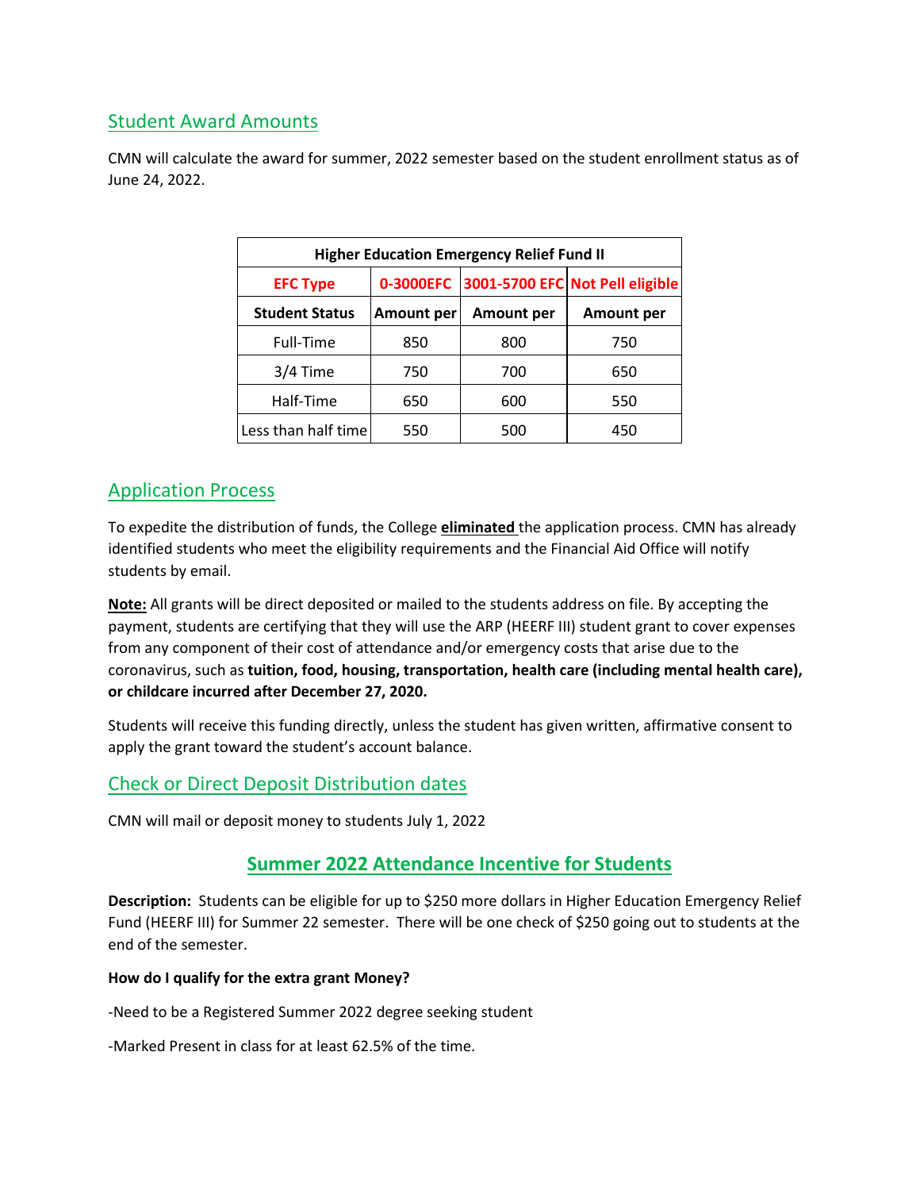## Student Award Amounts

CMN will calculate the award for summer, 2022 semester based on the student enrollment status as of June 24, 2022.

| Higher Education Emergency Relief Fund II | | | |
|---|---|---|---|
| **EFC Type** | **0-3000EFC** | **3001-5700 EFC** | **Not Pell eligible** |
| **Student Status** | **Amount per** | **Amount per** | **Amount per** |
| Full-Time | 850 | 800 | 750 |
| 3/4 Time | 750 | 700 | 650 |
| Half-Time | 650 | 600 | 550 |
| Less than half time | 550 | 500 | 450 |

## Application Process

To expedite the distribution of funds, the College **eliminated** the application process. CMN has already identified students who meet the eligibility requirements and the Financial Aid Office will notify students by email.

**Note:** All grants will be direct deposited or mailed to the students address on file. By accepting the payment, students are certifying that they will use the ARP (HEERF III) student grant to cover expenses from any component of their cost of attendance and/or emergency costs that arise due to the coronavirus, such as **tuition, food, housing, transportation, health care (including mental health care), or childcare incurred after December 27, 2020.**

Students will receive this funding directly, unless the student has given written, affirmative consent to apply the grant toward the student's account balance.

## Check or Direct Deposit Distribution dates

CMN will mail or deposit money to students July 1, 2022

## Summer 2022 Attendance Incentive for Students

**Description:** Students can be eligible for up to $250 more dollars in Higher Education Emergency Relief Fund (HEERF III) for Summer 22 semester. There will be one check of $250 going out to students at the end of the semester.

**How do I qualify for the extra grant Money?**

-Need to be a Registered Summer 2022 degree seeking student

-Marked Present in class for at least 62.5% of the time.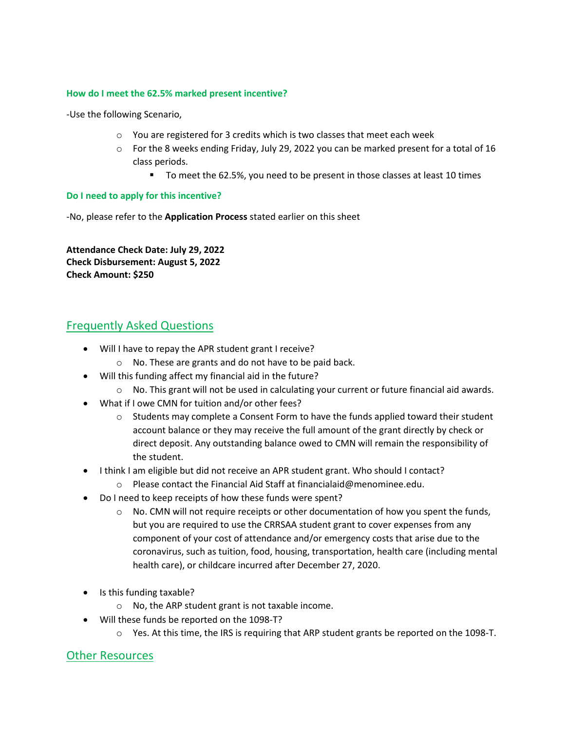### How do I meet the 62.5% marked present incentive?

-Use the following Scenario,

- You are registered for 3 credits which is two classes that meet each week
- For the 8 weeks ending Friday, July 29, 2022 you can be marked present for a total of 16 class periods.
  - To meet the 62.5%, you need to be present in those classes at least 10 times

### Do I need to apply for this incentive?

-No, please refer to the **Application Process** stated earlier on this sheet

**Attendance Check Date: July 29, 2022**
**Check Disbursement: August 5, 2022**
**Check Amount: $250**

## Frequently Asked Questions

- Will I have to repay the APR student grant I receive?
  - No. These are grants and do not have to be paid back.
- Will this funding affect my financial aid in the future?
  - No. This grant will not be used in calculating your current or future financial aid awards.
- What if I owe CMN for tuition and/or other fees?
  - Students may complete a Consent Form to have the funds applied toward their student account balance or they may receive the full amount of the grant directly by check or direct deposit. Any outstanding balance owed to CMN will remain the responsibility of the student.
- I think I am eligible but did not receive an APR student grant. Who should I contact?
  - Please contact the Financial Aid Staff at financialaid@menominee.edu.
- Do I need to keep receipts of how these funds were spent?
  - No. CMN will not require receipts or other documentation of how you spent the funds, but you are required to use the CRRSAA student grant to cover expenses from any component of your cost of attendance and/or emergency costs that arise due to the coronavirus, such as tuition, food, housing, transportation, health care (including mental health care), or childcare incurred after December 27, 2020.
- Is this funding taxable?
  - No, the ARP student grant is not taxable income.
- Will these funds be reported on the 1098-T?
  - Yes. At this time, the IRS is requiring that ARP student grants be reported on the 1098-T.

## Other Resources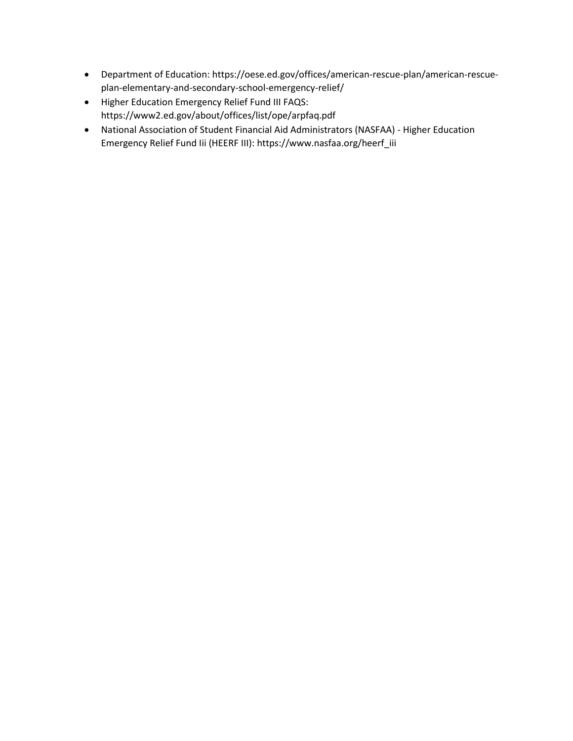- Department of Education: https://oese.ed.gov/offices/american-rescue-plan/american-rescue-plan-elementary-and-secondary-school-emergency-relief/
- Higher Education Emergency Relief Fund III FAQS: https://www2.ed.gov/about/offices/list/ope/arpfaq.pdf
- National Association of Student Financial Aid Administrators (NASFAA) - Higher Education Emergency Relief Fund Iii (HEERF III): https://www.nasfaa.org/heerf_iii